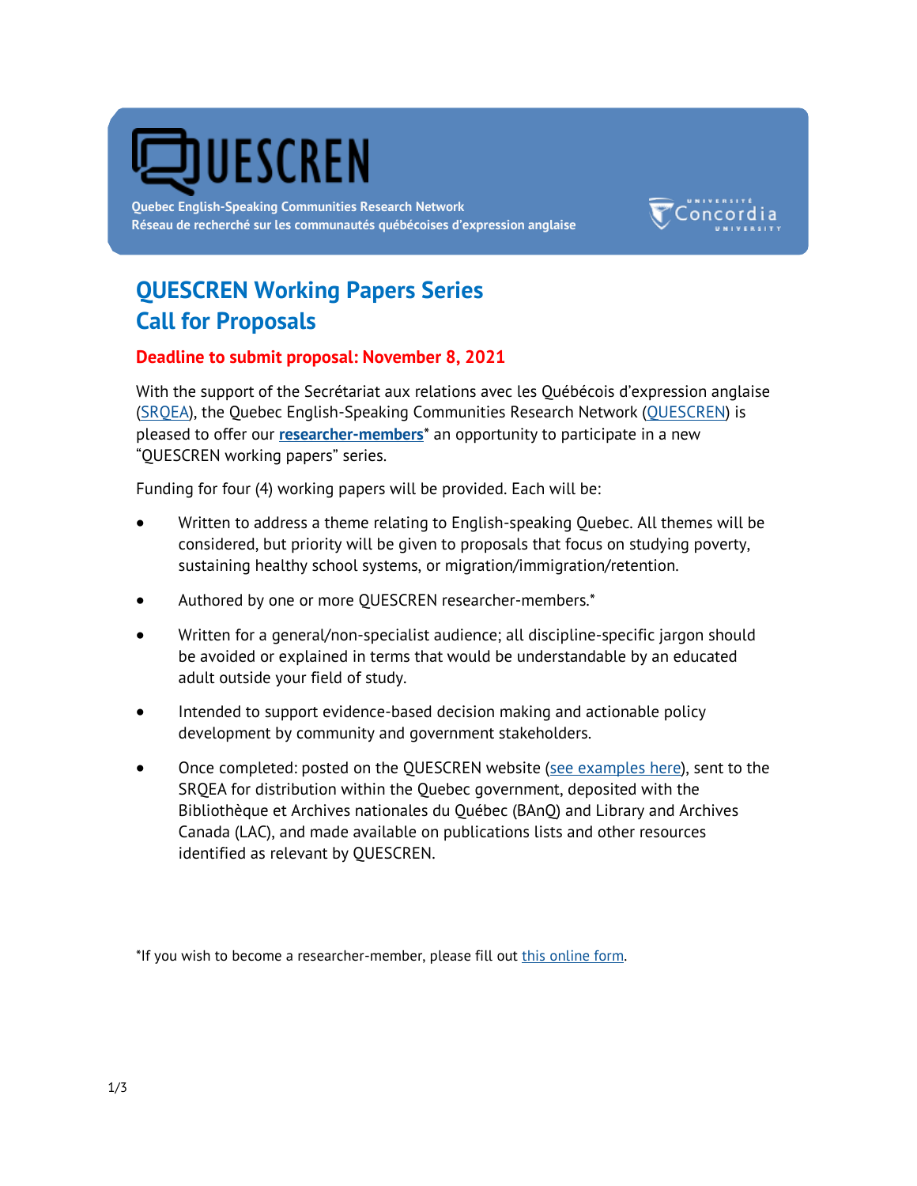# QUESCREN

Quebec English-Speaking Communities Research Network
Réseau de recherché sur les communautés québécoises d'expression anglaise

Université Concordia University

## QUESCREN Working Papers Series
## Call for Proposals

**Deadline to submit proposal: November 8, 2021**

With the support of the Secrétariat aux relations avec les Québécois d'expression anglaise (SRQEA), the Quebec English-Speaking Communities Research Network (QUESCREN) is pleased to offer our **researcher-members*** an opportunity to participate in a new "QUESCREN working papers" series.

Funding for four (4) working papers will be provided. Each will be:

- Written to address a theme relating to English-speaking Quebec. All themes will be considered, but priority will be given to proposals that focus on studying poverty, sustaining healthy school systems, or migration/immigration/retention.
- Authored by one or more QUESCREN researcher-members.*
- Written for a general/non-specialist audience; all discipline-specific jargon should be avoided or explained in terms that would be understandable by an educated adult outside your field of study.
- Intended to support evidence-based decision making and actionable policy development by community and government stakeholders.
- Once completed: posted on the QUESCREN website (see examples here), sent to the SRQEA for distribution within the Quebec government, deposited with the Bibliothèque et Archives nationales du Québec (BAnQ) and Library and Archives Canada (LAC), and made available on publications lists and other resources identified as relevant by QUESCREN.

*If you wish to become a researcher-member, please fill out this online form.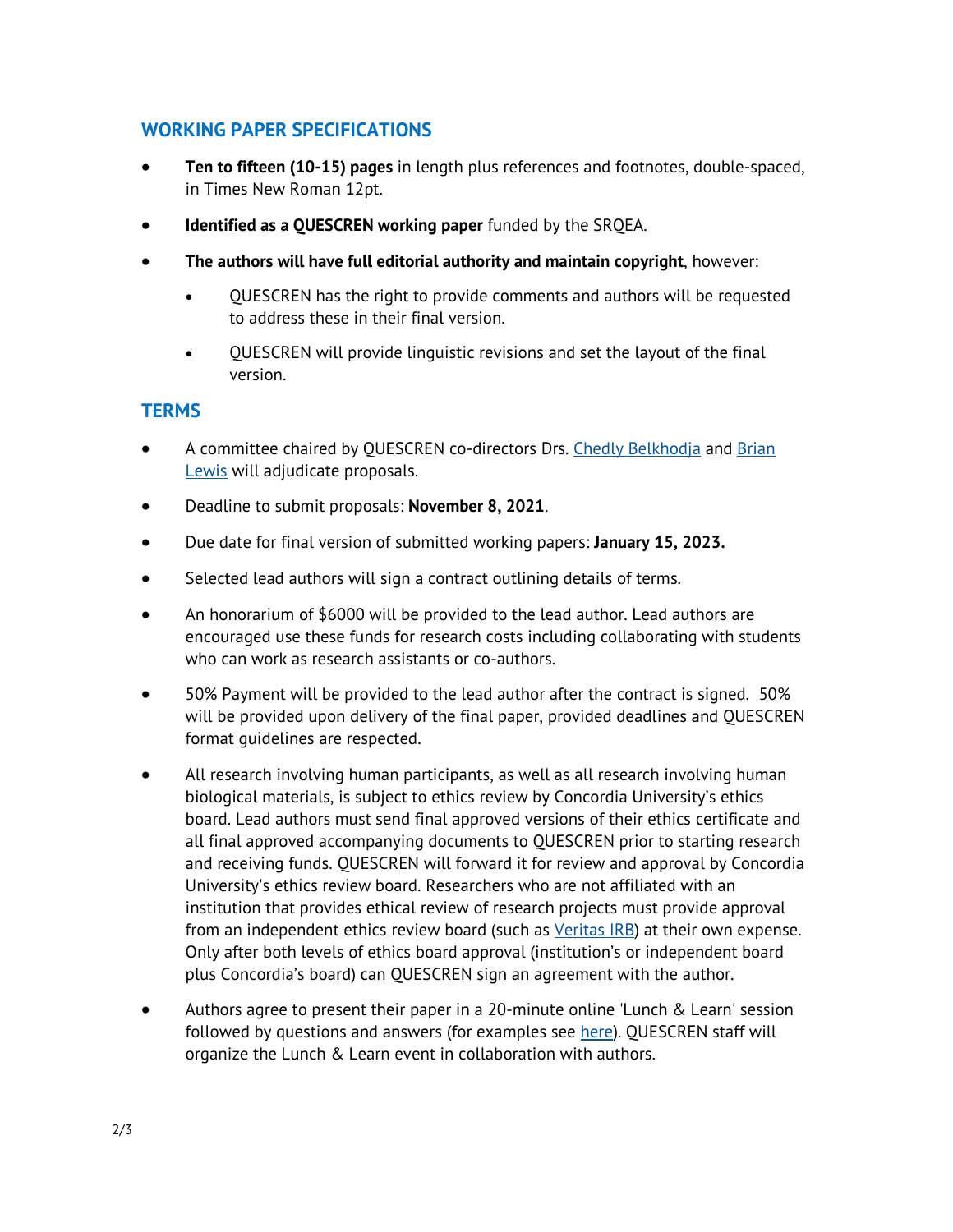## WORKING PAPER SPECIFICATIONS

- **Ten to fifteen (10-15) pages** in length plus references and footnotes, double-spaced, in Times New Roman 12pt.
- **Identified as a QUESCREN working paper** funded by the SRQEA.
- **The authors will have full editorial authority and maintain copyright**, however:
  - QUESCREN has the right to provide comments and authors will be requested to address these in their final version.
  - QUESCREN will provide linguistic revisions and set the layout of the final version.

## TERMS

- A committee chaired by QUESCREN co-directors Drs. Chedly Belkhodja and Brian Lewis will adjudicate proposals.
- Deadline to submit proposals: **November 8, 2021**.
- Due date for final version of submitted working papers: **January 15, 2023.**
- Selected lead authors will sign a contract outlining details of terms.
- An honorarium of $6000 will be provided to the lead author. Lead authors are encouraged use these funds for research costs including collaborating with students who can work as research assistants or co-authors.
- 50% Payment will be provided to the lead author after the contract is signed. 50% will be provided upon delivery of the final paper, provided deadlines and QUESCREN format guidelines are respected.
- All research involving human participants, as well as all research involving human biological materials, is subject to ethics review by Concordia University's ethics board. Lead authors must send final approved versions of their ethics certificate and all final approved accompanying documents to QUESCREN prior to starting research and receiving funds. QUESCREN will forward it for review and approval by Concordia University's ethics review board. Researchers who are not affiliated with an institution that provides ethical review of research projects must provide approval from an independent ethics review board (such as Veritas IRB) at their own expense. Only after both levels of ethics board approval (institution's or independent board plus Concordia's board) can QUESCREN sign an agreement with the author.
- Authors agree to present their paper in a 20-minute online 'Lunch & Learn' session followed by questions and answers (for examples see here). QUESCREN staff will organize the Lunch & Learn event in collaboration with authors.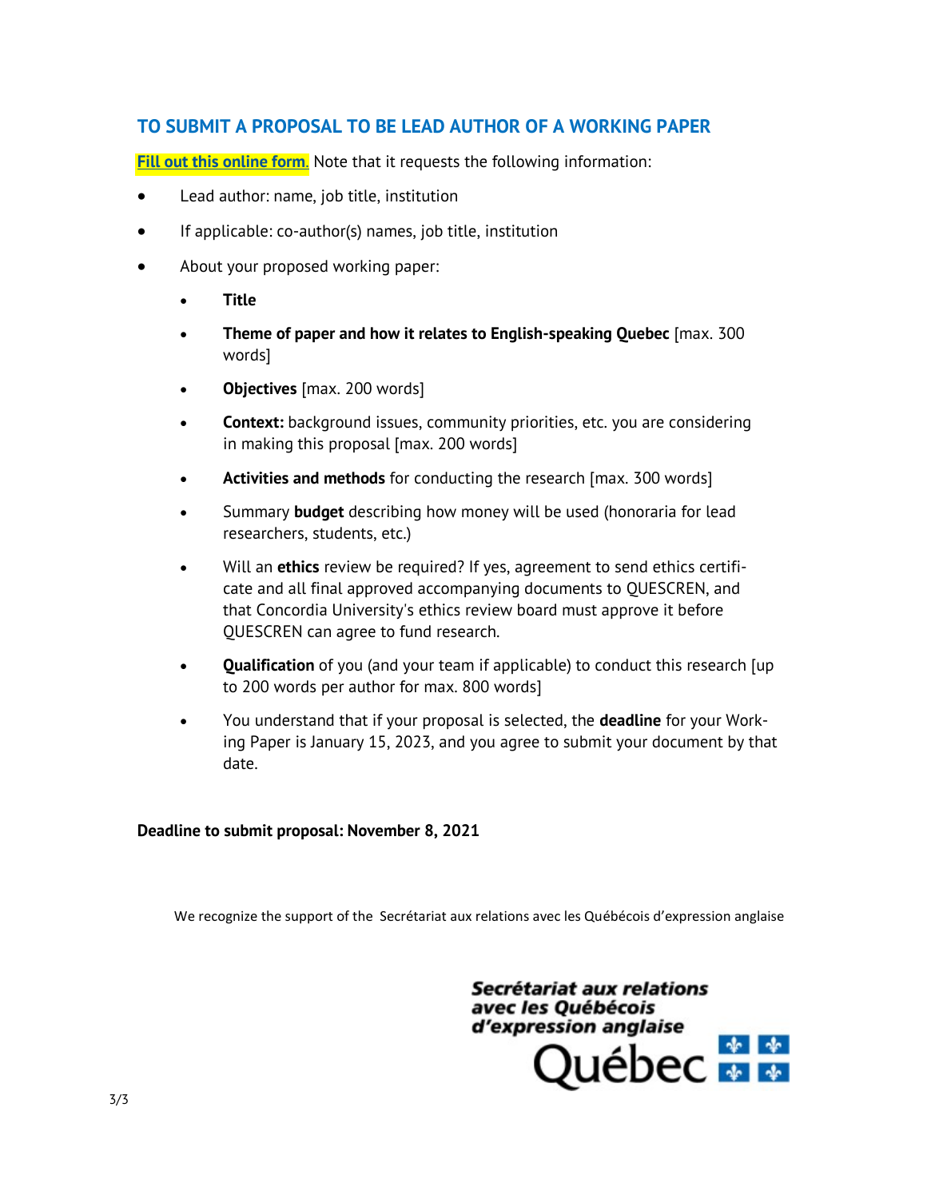## TO SUBMIT A PROPOSAL TO BE LEAD AUTHOR OF A WORKING PAPER

**Fill out this online form.** Note that it requests the following information:

- Lead author: name, job title, institution
- If applicable: co-author(s) names, job title, institution
- About your proposed working paper:
  - **Title**
  - **Theme of paper and how it relates to English-speaking Quebec** [max. 300 words]
  - **Objectives** [max. 200 words]
  - **Context:** background issues, community priorities, etc. you are considering in making this proposal [max. 200 words]
  - **Activities and methods** for conducting the research [max. 300 words]
  - Summary **budget** describing how money will be used (honoraria for lead researchers, students, etc.)
  - Will an **ethics** review be required? If yes, agreement to send ethics certificate and all final approved accompanying documents to QUESCREN, and that Concordia University's ethics review board must approve it before QUESCREN can agree to fund research.
  - **Qualification** of you (and your team if applicable) to conduct this research [up to 200 words per author for max. 800 words]
  - You understand that if your proposal is selected, the **deadline** for your Working Paper is January 15, 2023, and you agree to submit your document by that date.

**Deadline to submit proposal: November 8, 2021**

We recognize the support of the Secrétariat aux relations avec les Québécois d'expression anglaise

Secrétariat aux relations avec les Québécois d'expression anglaise
Québec